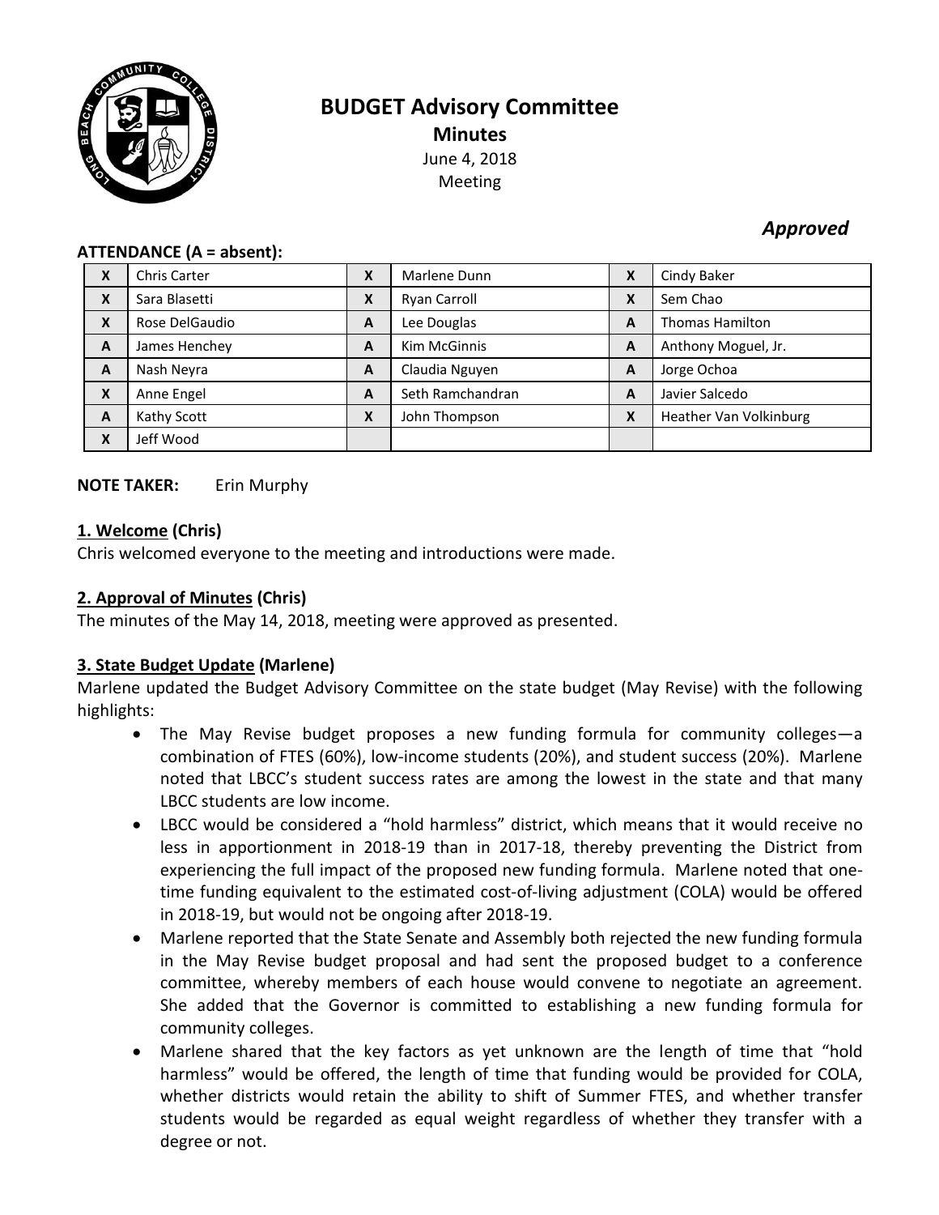# BUDGET Advisory Committee

**Minutes**

June 4, 2018

Meeting

***Approved***

**ATTENDANCE (A = absent):**

| | | | | | |
|---|---|---|---|---|---|
| X | Chris Carter | X | Marlene Dunn | X | Cindy Baker |
| X | Sara Blasetti | X | Ryan Carroll | X | Sem Chao |
| X | Rose DelGaudio | A | Lee Douglas | A | Thomas Hamilton |
| A | James Henchey | A | Kim McGinnis | A | Anthony Moguel, Jr. |
| A | Nash Neyra | A | Claudia Nguyen | A | Jorge Ochoa |
| X | Anne Engel | A | Seth Ramchandran | A | Javier Salcedo |
| A | Kathy Scott | X | John Thompson | X | Heather Van Volkinburg |
| X | Jeff Wood | | | | |

**NOTE TAKER:** Erin Murphy

**1. Welcome (Chris)**

Chris welcomed everyone to the meeting and introductions were made.

**2. Approval of Minutes (Chris)**

The minutes of the May 14, 2018, meeting were approved as presented.

**3. State Budget Update (Marlene)**

Marlene updated the Budget Advisory Committee on the state budget (May Revise) with the following highlights:

- The May Revise budget proposes a new funding formula for community colleges—a combination of FTES (60%), low-income students (20%), and student success (20%). Marlene noted that LBCC's student success rates are among the lowest in the state and that many LBCC students are low income.
- LBCC would be considered a "hold harmless" district, which means that it would receive no less in apportionment in 2018-19 than in 2017-18, thereby preventing the District from experiencing the full impact of the proposed new funding formula. Marlene noted that one-time funding equivalent to the estimated cost-of-living adjustment (COLA) would be offered in 2018-19, but would not be ongoing after 2018-19.
- Marlene reported that the State Senate and Assembly both rejected the new funding formula in the May Revise budget proposal and had sent the proposed budget to a conference committee, whereby members of each house would convene to negotiate an agreement. She added that the Governor is committed to establishing a new funding formula for community colleges.
- Marlene shared that the key factors as yet unknown are the length of time that "hold harmless" would be offered, the length of time that funding would be provided for COLA, whether districts would retain the ability to shift of Summer FTES, and whether transfer students would be regarded as equal weight regardless of whether they transfer with a degree or not.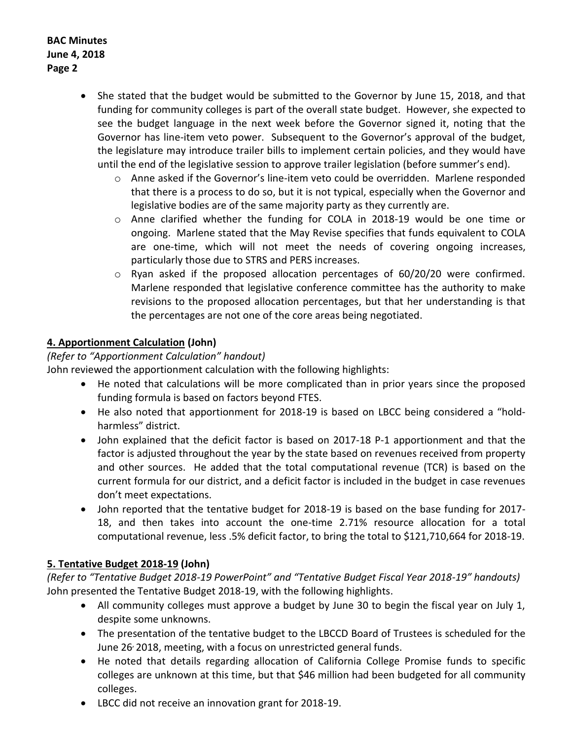- She stated that the budget would be submitted to the Governor by June 15, 2018, and that funding for community colleges is part of the overall state budget. However, she expected to see the budget language in the next week before the Governor signed it, noting that the Governor has line-item veto power. Subsequent to the Governor's approval of the budget, the legislature may introduce trailer bills to implement certain policies, and they would have until the end of the legislative session to approve trailer legislation (before summer's end).
    - Anne asked if the Governor's line-item veto could be overridden. Marlene responded that there is a process to do so, but it is not typical, especially when the Governor and legislative bodies are of the same majority party as they currently are.
    - Anne clarified whether the funding for COLA in 2018-19 would be one time or ongoing. Marlene stated that the May Revise specifies that funds equivalent to COLA are one-time, which will not meet the needs of covering ongoing increases, particularly those due to STRS and PERS increases.
    - Ryan asked if the proposed allocation percentages of 60/20/20 were confirmed. Marlene responded that legislative conference committee has the authority to make revisions to the proposed allocation percentages, but that her understanding is that the percentages are not one of the core areas being negotiated.

**4. Apportionment Calculation (John)**

*(Refer to "Apportionment Calculation" handout)*

John reviewed the apportionment calculation with the following highlights:

- He noted that calculations will be more complicated than in prior years since the proposed funding formula is based on factors beyond FTES.
- He also noted that apportionment for 2018-19 is based on LBCC being considered a "hold-harmless" district.
- John explained that the deficit factor is based on 2017-18 P-1 apportionment and that the factor is adjusted throughout the year by the state based on revenues received from property and other sources. He added that the total computational revenue (TCR) is based on the current formula for our district, and a deficit factor is included in the budget in case revenues don't meet expectations.
- John reported that the tentative budget for 2018-19 is based on the base funding for 2017-18, and then takes into account the one-time 2.71% resource allocation for a total computational revenue, less .5% deficit factor, to bring the total to $121,710,664 for 2018-19.

**5. Tentative Budget 2018-19 (John)**

*(Refer to "Tentative Budget 2018-19 PowerPoint" and "Tentative Budget Fiscal Year 2018-19" handouts)*

John presented the Tentative Budget 2018-19, with the following highlights.

- All community colleges must approve a budget by June 30 to begin the fiscal year on July 1, despite some unknowns.
- The presentation of the tentative budget to the LBCCD Board of Trustees is scheduled for the June 26, 2018, meeting, with a focus on unrestricted general funds.
- He noted that details regarding allocation of California College Promise funds to specific colleges are unknown at this time, but that $46 million had been budgeted for all community colleges.
- LBCC did not receive an innovation grant for 2018-19.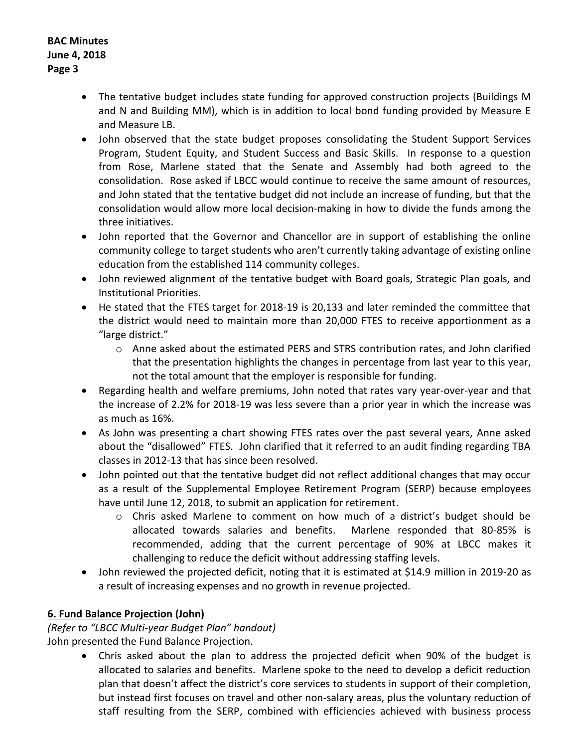- The tentative budget includes state funding for approved construction projects (Buildings M and N and Building MM), which is in addition to local bond funding provided by Measure E and Measure LB.
- John observed that the state budget proposes consolidating the Student Support Services Program, Student Equity, and Student Success and Basic Skills. In response to a question from Rose, Marlene stated that the Senate and Assembly had both agreed to the consolidation. Rose asked if LBCC would continue to receive the same amount of resources, and John stated that the tentative budget did not include an increase of funding, but that the consolidation would allow more local decision-making in how to divide the funds among the three initiatives.
- John reported that the Governor and Chancellor are in support of establishing the online community college to target students who aren't currently taking advantage of existing online education from the established 114 community colleges.
- John reviewed alignment of the tentative budget with Board goals, Strategic Plan goals, and Institutional Priorities.
- He stated that the FTES target for 2018-19 is 20,133 and later reminded the committee that the district would need to maintain more than 20,000 FTES to receive apportionment as a "large district."
    - Anne asked about the estimated PERS and STRS contribution rates, and John clarified that the presentation highlights the changes in percentage from last year to this year, not the total amount that the employer is responsible for funding.
- Regarding health and welfare premiums, John noted that rates vary year-over-year and that the increase of 2.2% for 2018-19 was less severe than a prior year in which the increase was as much as 16%.
- As John was presenting a chart showing FTES rates over the past several years, Anne asked about the "disallowed" FTES. John clarified that it referred to an audit finding regarding TBA classes in 2012-13 that has since been resolved.
- John pointed out that the tentative budget did not reflect additional changes that may occur as a result of the Supplemental Employee Retirement Program (SERP) because employees have until June 12, 2018, to submit an application for retirement.
    - Chris asked Marlene to comment on how much of a district's budget should be allocated towards salaries and benefits. Marlene responded that 80-85% is recommended, adding that the current percentage of 90% at LBCC makes it challenging to reduce the deficit without addressing staffing levels.
- John reviewed the projected deficit, noting that it is estimated at $14.9 million in 2019-20 as a result of increasing expenses and no growth in revenue projected.

**6. Fund Balance Projection (John)**

*(Refer to "LBCC Multi-year Budget Plan" handout)*

John presented the Fund Balance Projection.

- Chris asked about the plan to address the projected deficit when 90% of the budget is allocated to salaries and benefits. Marlene spoke to the need to develop a deficit reduction plan that doesn't affect the district's core services to students in support of their completion, but instead first focuses on travel and other non-salary areas, plus the voluntary reduction of staff resulting from the SERP, combined with efficiencies achieved with business process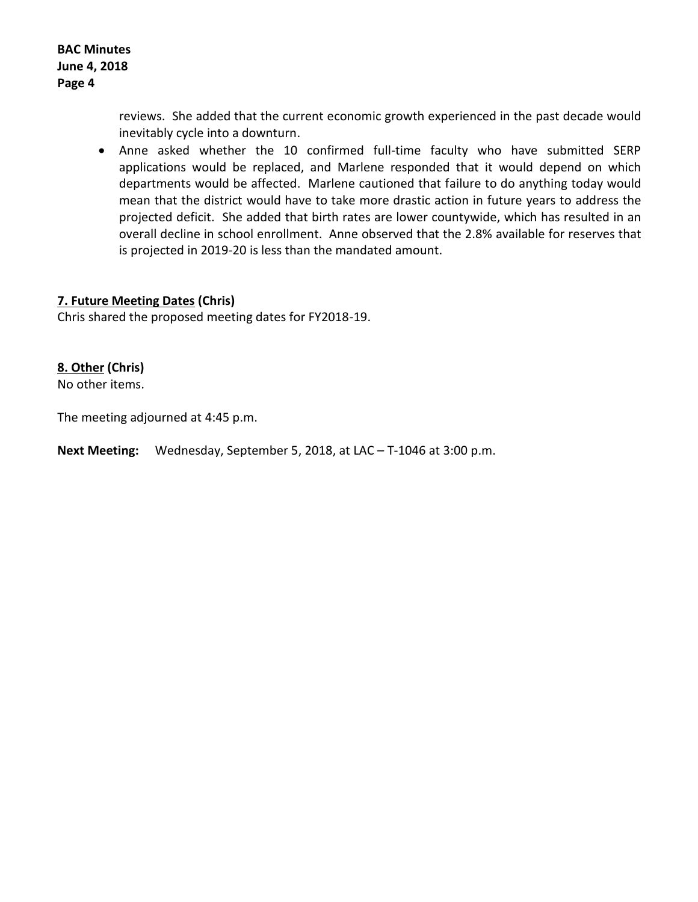reviews. She added that the current economic growth experienced in the past decade would inevitably cycle into a downturn.

- Anne asked whether the 10 confirmed full-time faculty who have submitted SERP applications would be replaced, and Marlene responded that it would depend on which departments would be affected. Marlene cautioned that failure to do anything today would mean that the district would have to take more drastic action in future years to address the projected deficit. She added that birth rates are lower countywide, which has resulted in an overall decline in school enrollment. Anne observed that the 2.8% available for reserves that is projected in 2019-20 is less than the mandated amount.

**7. Future Meeting Dates (Chris)**

Chris shared the proposed meeting dates for FY2018-19.

**8. Other (Chris)**

No other items.

The meeting adjourned at 4:45 p.m.

**Next Meeting:** Wednesday, September 5, 2018, at LAC – T-1046 at 3:00 p.m.